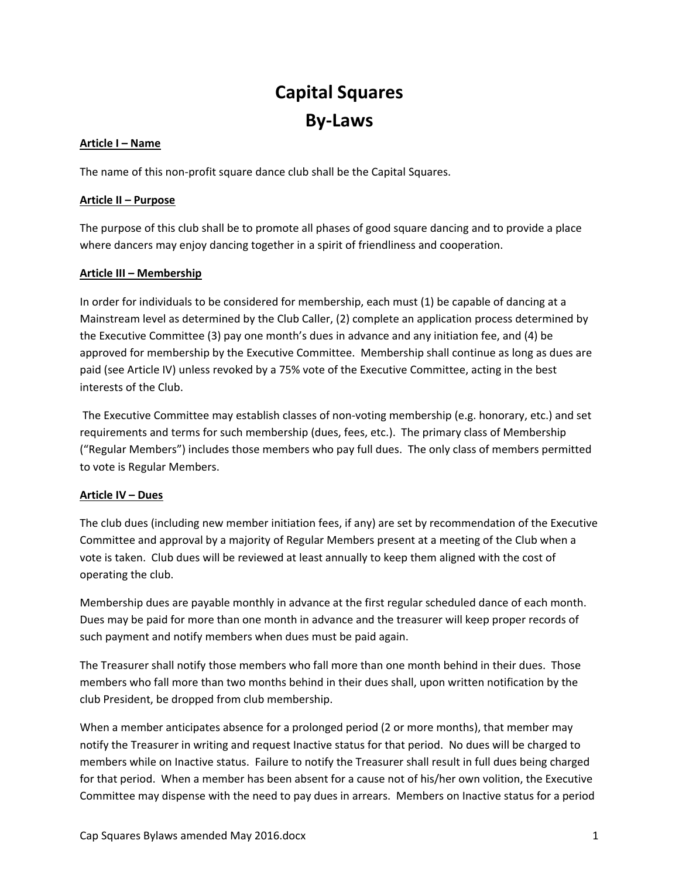# Capital Squares
# By-Laws

**Article I – Name**

The name of this non-profit square dance club shall be the Capital Squares.

**Article II – Purpose**

The purpose of this club shall be to promote all phases of good square dancing and to provide a place where dancers may enjoy dancing together in a spirit of friendliness and cooperation.

**Article III – Membership**

In order for individuals to be considered for membership, each must (1) be capable of dancing at a Mainstream level as determined by the Club Caller, (2) complete an application process determined by the Executive Committee (3) pay one month's dues in advance and any initiation fee, and (4) be approved for membership by the Executive Committee. Membership shall continue as long as dues are paid (see Article IV) unless revoked by a 75% vote of the Executive Committee, acting in the best interests of the Club.

The Executive Committee may establish classes of non-voting membership (e.g. honorary, etc.) and set requirements and terms for such membership (dues, fees, etc.). The primary class of Membership ("Regular Members") includes those members who pay full dues. The only class of members permitted to vote is Regular Members.

**Article IV – Dues**

The club dues (including new member initiation fees, if any) are set by recommendation of the Executive Committee and approval by a majority of Regular Members present at a meeting of the Club when a vote is taken. Club dues will be reviewed at least annually to keep them aligned with the cost of operating the club.

Membership dues are payable monthly in advance at the first regular scheduled dance of each month. Dues may be paid for more than one month in advance and the treasurer will keep proper records of such payment and notify members when dues must be paid again.

The Treasurer shall notify those members who fall more than one month behind in their dues. Those members who fall more than two months behind in their dues shall, upon written notification by the club President, be dropped from club membership.

When a member anticipates absence for a prolonged period (2 or more months), that member may notify the Treasurer in writing and request Inactive status for that period. No dues will be charged to members while on Inactive status. Failure to notify the Treasurer shall result in full dues being charged for that period. When a member has been absent for a cause not of his/her own volition, the Executive Committee may dispense with the need to pay dues in arrears. Members on Inactive status for a period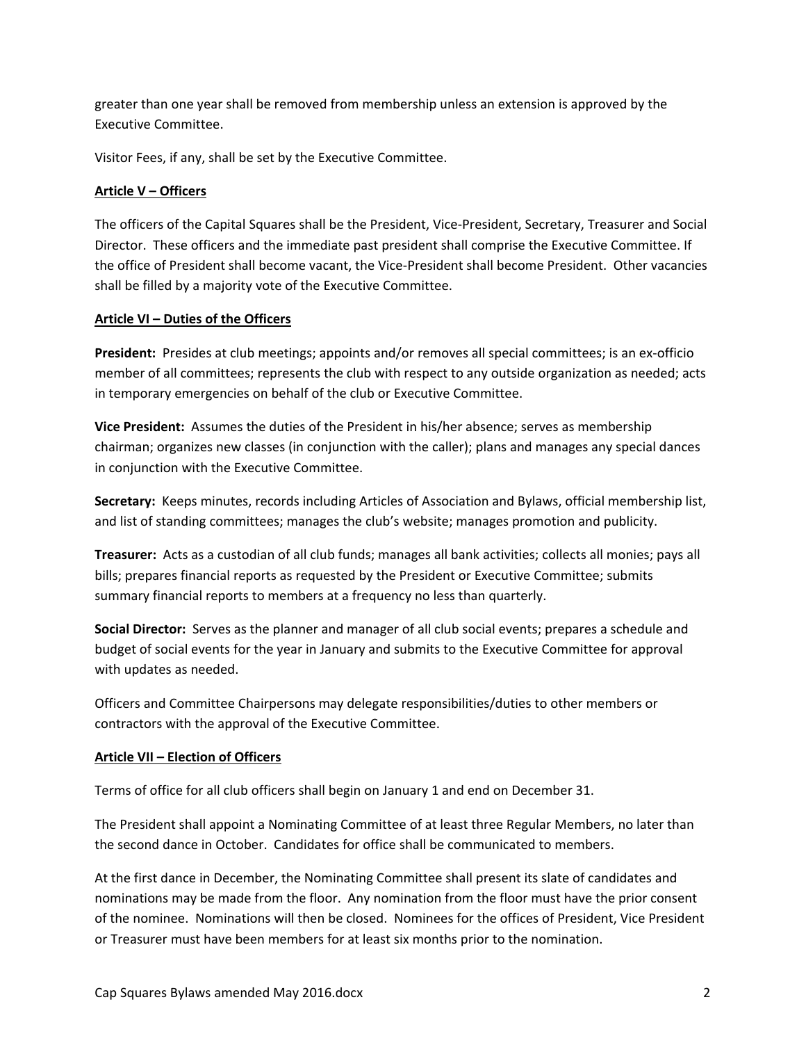greater than one year shall be removed from membership unless an extension is approved by the Executive Committee.

Visitor Fees, if any, shall be set by the Executive Committee.

## Article V – Officers

The officers of the Capital Squares shall be the President, Vice-President, Secretary, Treasurer and Social Director. These officers and the immediate past president shall comprise the Executive Committee. If the office of President shall become vacant, the Vice-President shall become President. Other vacancies shall be filled by a majority vote of the Executive Committee.

## Article VI – Duties of the Officers

**President:** Presides at club meetings; appoints and/or removes all special committees; is an ex-officio member of all committees; represents the club with respect to any outside organization as needed; acts in temporary emergencies on behalf of the club or Executive Committee.

**Vice President:** Assumes the duties of the President in his/her absence; serves as membership chairman; organizes new classes (in conjunction with the caller); plans and manages any special dances in conjunction with the Executive Committee.

**Secretary:** Keeps minutes, records including Articles of Association and Bylaws, official membership list, and list of standing committees; manages the club's website; manages promotion and publicity.

**Treasurer:** Acts as a custodian of all club funds; manages all bank activities; collects all monies; pays all bills; prepares financial reports as requested by the President or Executive Committee; submits summary financial reports to members at a frequency no less than quarterly.

**Social Director:** Serves as the planner and manager of all club social events; prepares a schedule and budget of social events for the year in January and submits to the Executive Committee for approval with updates as needed.

Officers and Committee Chairpersons may delegate responsibilities/duties to other members or contractors with the approval of the Executive Committee.

## Article VII – Election of Officers

Terms of office for all club officers shall begin on January 1 and end on December 31.

The President shall appoint a Nominating Committee of at least three Regular Members, no later than the second dance in October. Candidates for office shall be communicated to members.

At the first dance in December, the Nominating Committee shall present its slate of candidates and nominations may be made from the floor. Any nomination from the floor must have the prior consent of the nominee. Nominations will then be closed. Nominees for the offices of President, Vice President or Treasurer must have been members for at least six months prior to the nomination.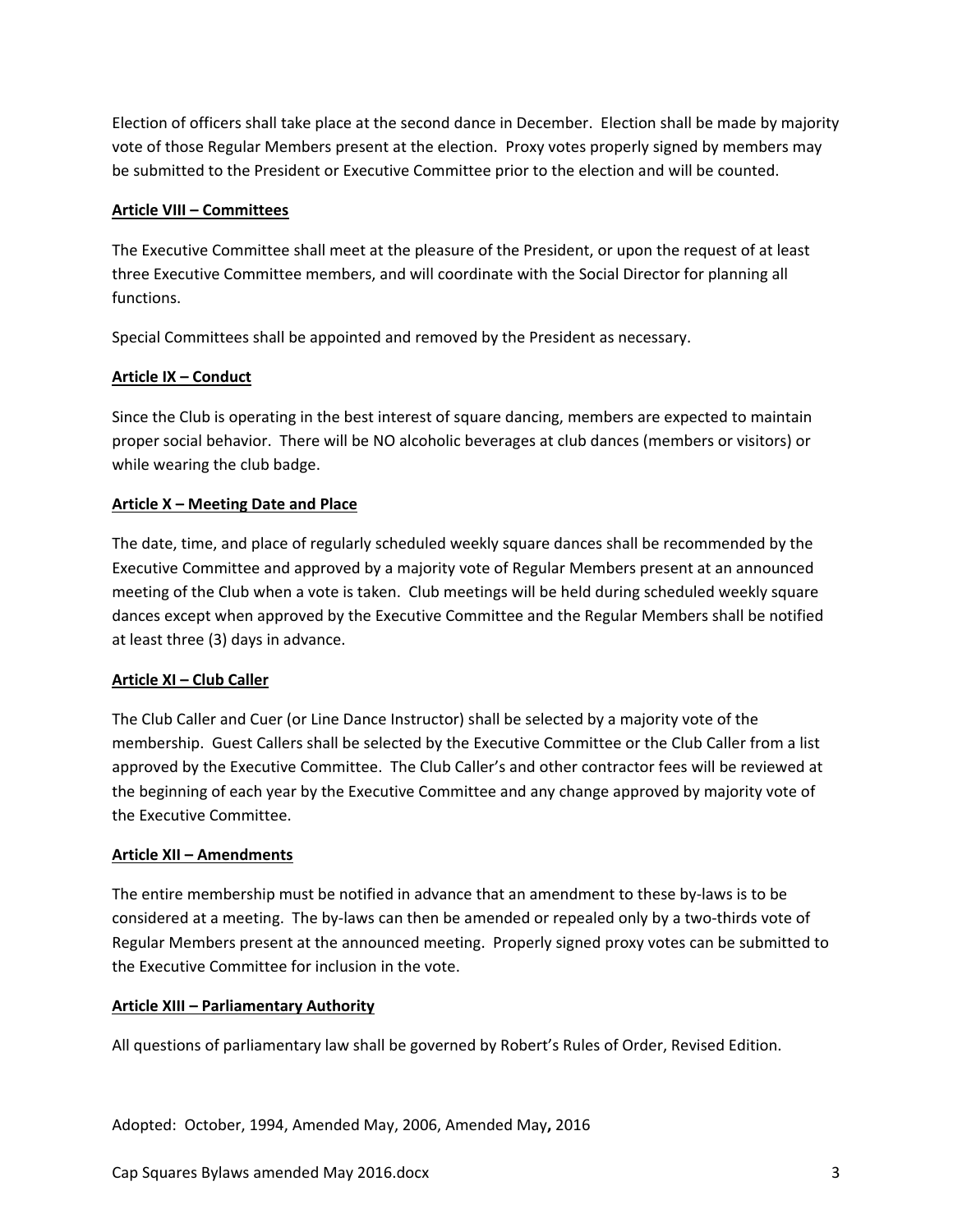Election of officers shall take place at the second dance in December. Election shall be made by majority vote of those Regular Members present at the election. Proxy votes properly signed by members may be submitted to the President or Executive Committee prior to the election and will be counted.

## Article VIII – Committees

The Executive Committee shall meet at the pleasure of the President, or upon the request of at least three Executive Committee members, and will coordinate with the Social Director for planning all functions.

Special Committees shall be appointed and removed by the President as necessary.

## Article IX – Conduct

Since the Club is operating in the best interest of square dancing, members are expected to maintain proper social behavior. There will be NO alcoholic beverages at club dances (members or visitors) or while wearing the club badge.

## Article X – Meeting Date and Place

The date, time, and place of regularly scheduled weekly square dances shall be recommended by the Executive Committee and approved by a majority vote of Regular Members present at an announced meeting of the Club when a vote is taken. Club meetings will be held during scheduled weekly square dances except when approved by the Executive Committee and the Regular Members shall be notified at least three (3) days in advance.

## Article XI – Club Caller

The Club Caller and Cuer (or Line Dance Instructor) shall be selected by a majority vote of the membership. Guest Callers shall be selected by the Executive Committee or the Club Caller from a list approved by the Executive Committee. The Club Caller's and other contractor fees will be reviewed at the beginning of each year by the Executive Committee and any change approved by majority vote of the Executive Committee.

## Article XII – Amendments

The entire membership must be notified in advance that an amendment to these by-laws is to be considered at a meeting. The by-laws can then be amended or repealed only by a two-thirds vote of Regular Members present at the announced meeting. Properly signed proxy votes can be submitted to the Executive Committee for inclusion in the vote.

## Article XIII – Parliamentary Authority

All questions of parliamentary law shall be governed by Robert's Rules of Order, Revised Edition.

Adopted: October, 1994, Amended May, 2006, Amended May**,** 2016